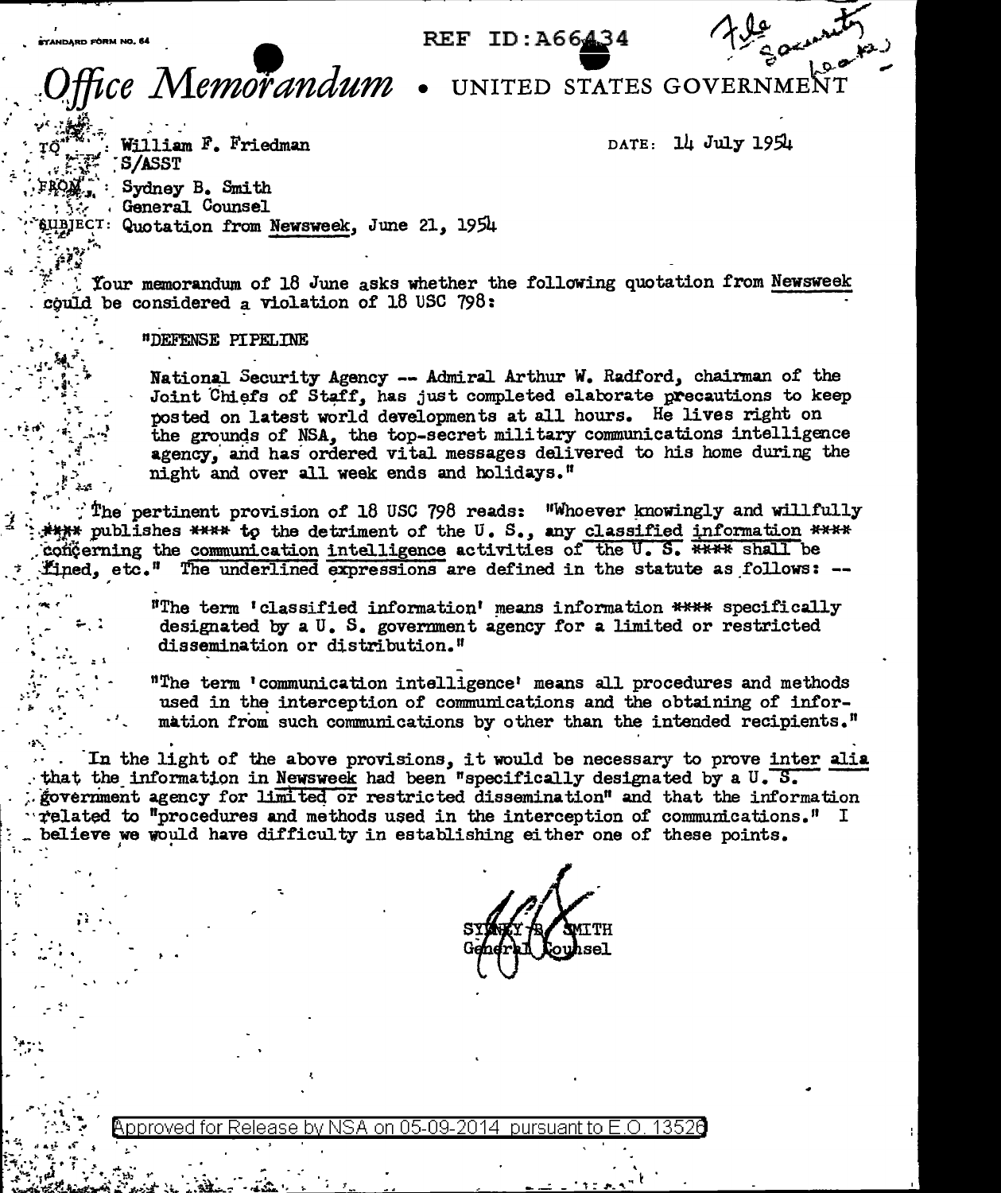STANDARD FORM NO. 64

REF ID:A66434

File Security Leaks

# *Office Memorandum* • UNITED STATES GOVERNMENT

TO : William F. Friedman
S/ASST

DATE: 14 July 1954

FROM : Sydney B. Smith
General Counsel

SUBJECT: Quotation from Newsweek, June 21, 1954

Your memorandum of 18 June asks whether the following quotation from Newsweek could be considered a violation of 18 USC 798:

> "DEFENSE PIPELINE
>
> National Security Agency -- Admiral Arthur W. Radford, chairman of the Joint Chiefs of Staff, has just completed elaborate precautions to keep posted on latest world developments at all hours. He lives right on the grounds of NSA, the top-secret military communications intelligence agency, and has ordered vital messages delivered to his home during the night and over all week ends and holidays."

The pertinent provision of 18 USC 798 reads: "Whoever knowingly and willfully **** publishes **** to the detriment of the U. S., any <u>classified information</u> **** concerning the <u>communication intelligence</u> activities of the U. S. **** shall be fined, etc." The underlined expressions are defined in the statute as follows: --

> "The term 'classified information' means information **** specifically designated by a U. S. government agency for a limited or restricted dissemination or distribution."

> "The term 'communication intelligence' means all procedures and methods used in the interception of communications and the obtaining of information from such communications by other than the intended recipients."

In the light of the above provisions, it would be necessary to prove <u>inter alia</u> that the information in Newsweek had been "specifically designated by a U. S. government agency for <u>limited or</u> restricted dissemination" and that the information related to "procedures and methods used in the interception of communications." I believe we would have difficulty in establishing either one of these points.

SYDNEY B. SMITH
General Counsel

Approved for Release by NSA on 05-09-2014 pursuant to E.O. 13526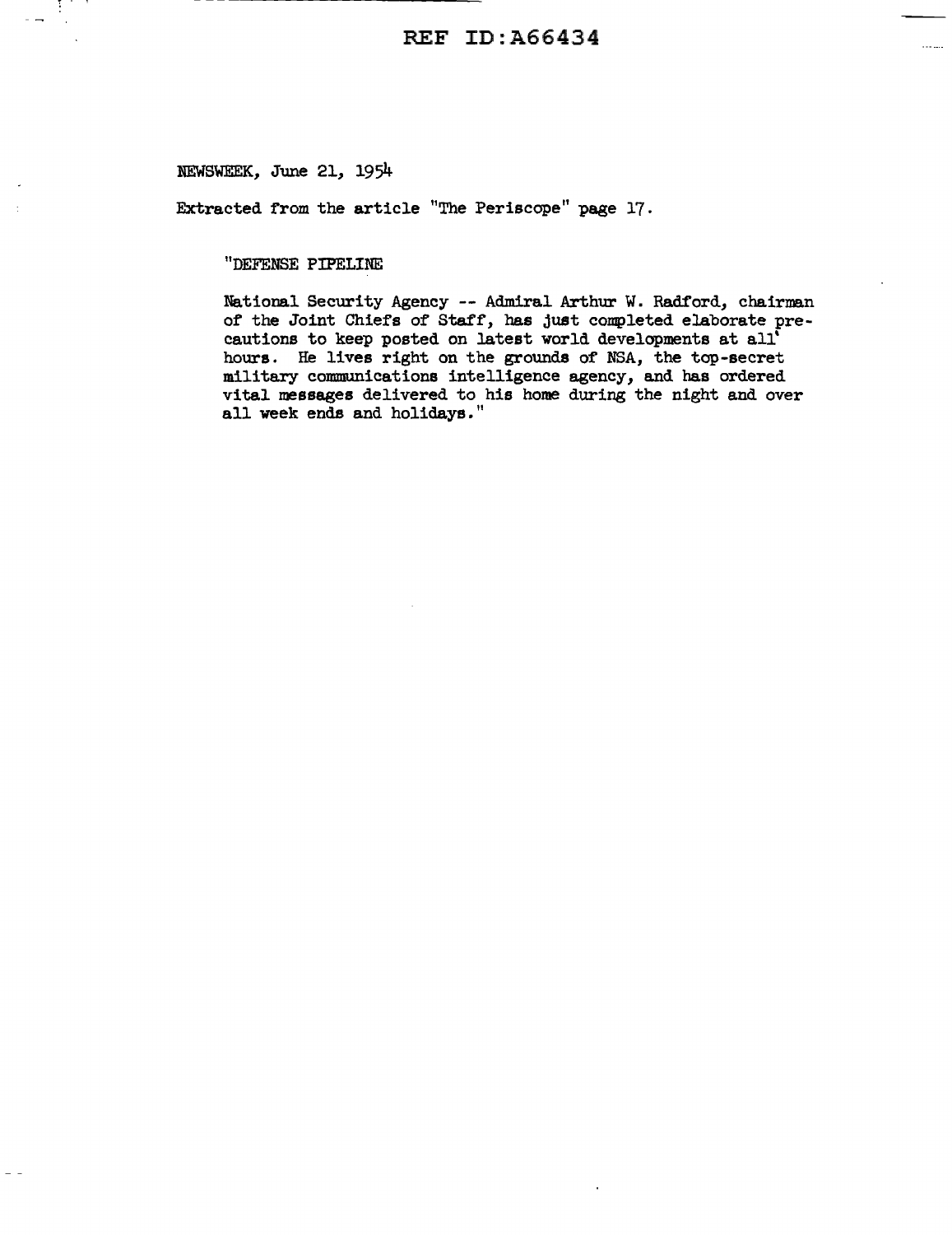NEWSWEEK, June 21, 1954

Extracted from the article "The Periscope" page 17.

"DEFENSE PIPELINE

National Security Agency -- Admiral Arthur W. Radford, chairman of the Joint Chiefs of Staff, has just completed elaborate precautions to keep posted on latest world developments at all hours. He lives right on the grounds of NSA, the top-secret military communications intelligence agency, and has ordered vital messages delivered to his home during the night and over all week ends and holidays."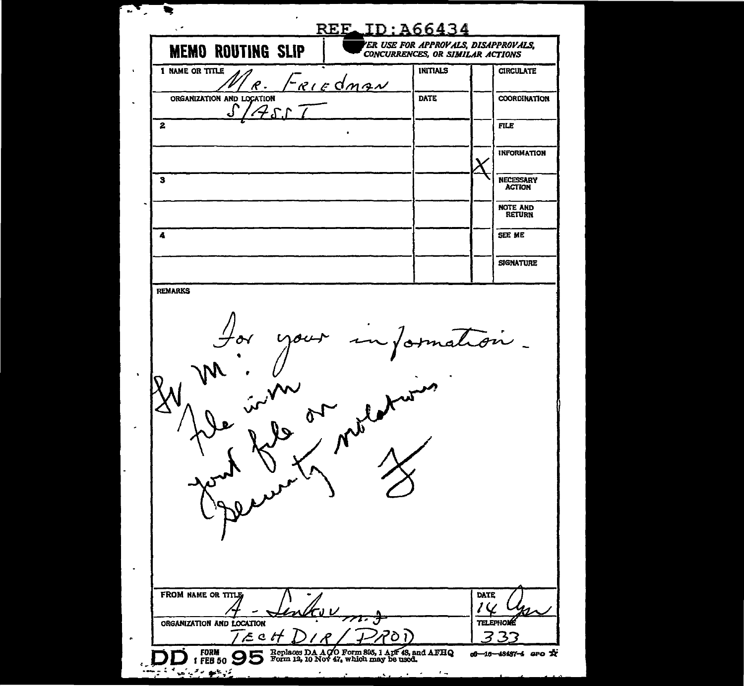REF ID:A66434

# MEMO ROUTING SLIP

NEVER USE FOR APPROVALS, DISAPPROVALS, CONCURRENCES, OR SIMILAR ACTIONS

| NAME OR TITLE | INITIALS | | |
|---|---|---|---|
| 1 Mr. Friedman | | | CIRCULATE |
| ORGANIZATION AND LOCATION: S/ASST | DATE | | COORDINATION |
| 2 | | | FILE |
| | | X | INFORMATION |
| 3 | | | NECESSARY ACTION |
| | | | NOTE AND RETURN |
| 4 | | | SEE ME |
| | | | SIGNATURE |

REMARKS

For your information -

SV M:
File in M
Joint file on
Security violations
F

FROM NAME OR TITLE: A - Sinkov m.f

DATE: 14 Apr

ORGANIZATION AND LOCATION: TECH DIR/PROD

TELEPHONE: 333

DD FORM 1 FEB 50 95 Replaces DA AGO Form 895, 1 Apr 48, and AFHQ Form 12, 10 Nov 47, which may be used.

o6—16—48487-4 GPO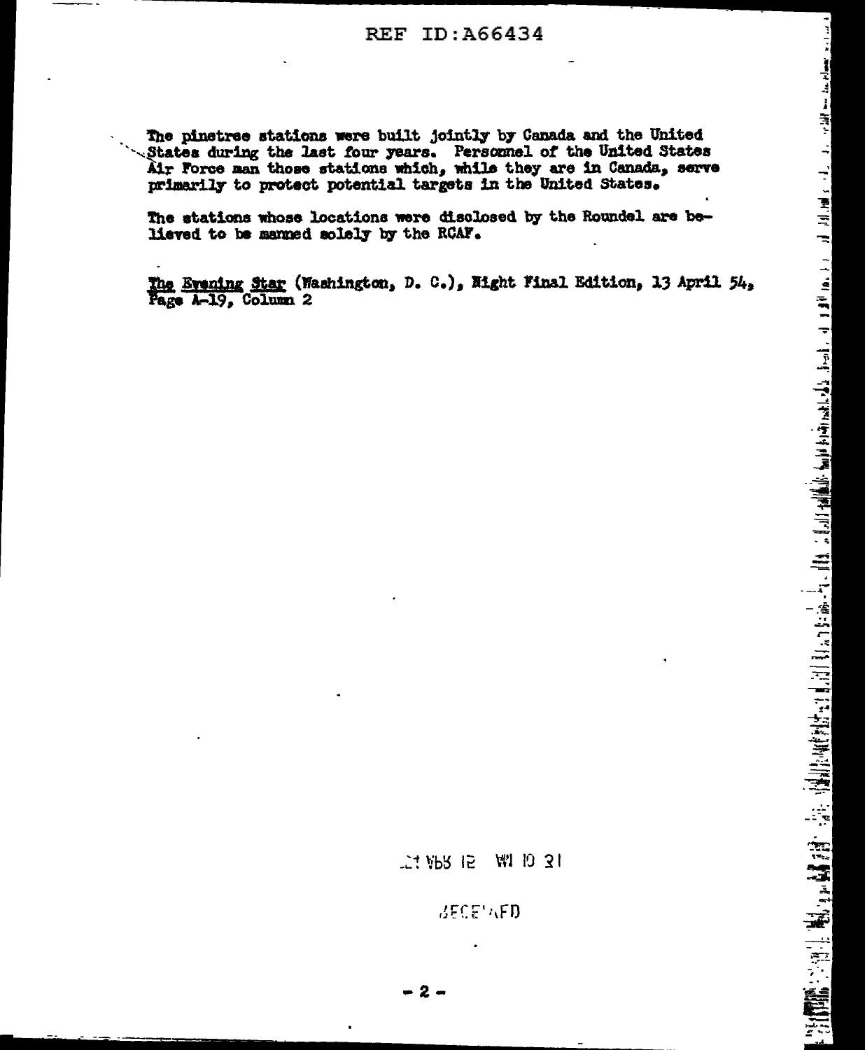The pinetree stations were built jointly by Canada and the United States during the last four years. Personnel of the United States Air Force man those stations which, while they are in Canada, serve primarily to protect potential targets in the United States.

The stations whose locations were disclosed by the Roundel are believed to be manned solely by the RCAF.

The Evening Star (Washington, D. C.), Night Final Edition, 13 April 54, Page A-19, Column 2

RECEIVED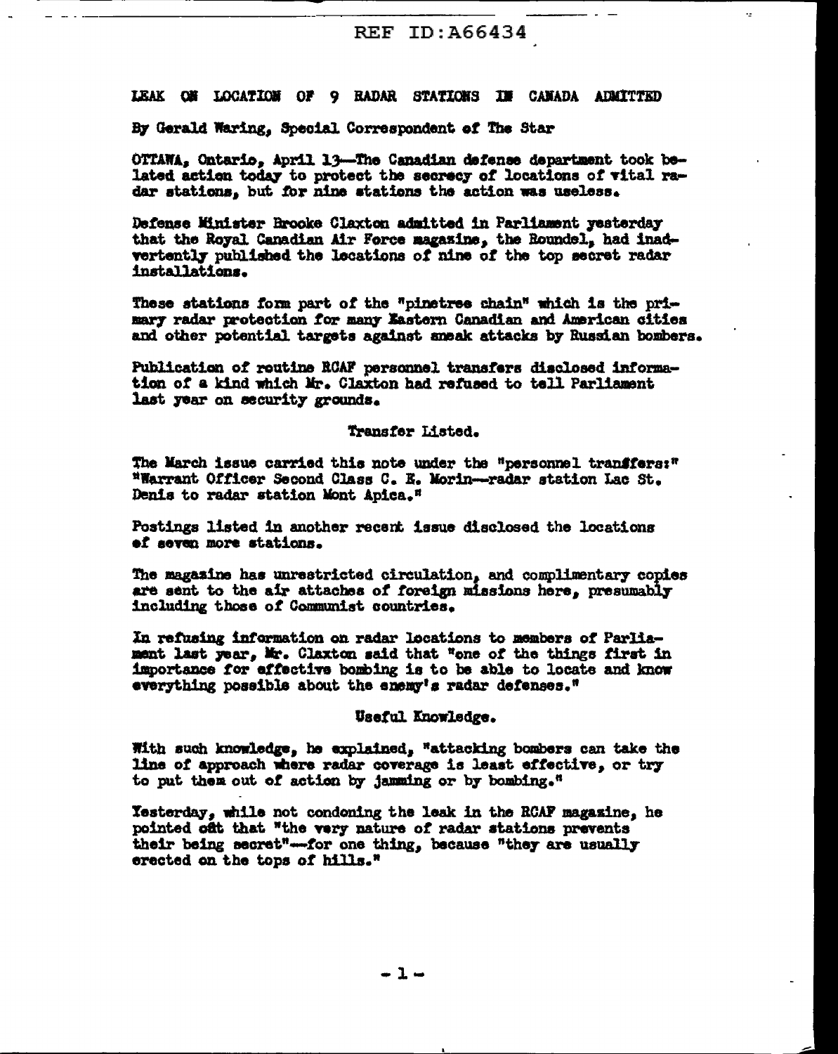REF ID:A66434

LEAK ON LOCATION OF 9 RADAR STATIONS IN CANADA ADMITTED

By Gerald Waring, Special Correspondent of The Star

OTTAWA, Ontario, April 13—The Canadian defense department took belated action today to protect the secrecy of locations of vital radar stations, but for nine stations the action was useless.

Defense Minister Brooke Claxton admitted in Parliament yesterday that the Royal Canadian Air Force magazine, the Roundel, had inadvertently published the locations of nine of the top secret radar installations.

These stations form part of the "pinetree chain" which is the primary radar protection for many Eastern Canadian and American cities and other potential targets against sneak attacks by Russian bombers.

Publication of routine RCAF personnel transfers disclosed information of a kind which Mr. Claxton had refused to tell Parliament last year on security grounds.

Transfer Listed.

The March issue carried this note under the "personnel transfers:" "Warrant Officer Second Class C. E. Morin—radar station Lac St. Denis to radar station Mont Apica."

Postings listed in another recent issue disclosed the locations of seven more stations.

The magazine has unrestricted circulation, and complimentary copies are sent to the air attaches of foreign missions here, presumably including those of Communist countries.

In refusing information on radar locations to members of Parliament last year, Mr. Claxton said that "one of the things first in importance for effective bombing is to be able to locate and know everything possible about the enemy's radar defenses."

Useful Knowledge.

With such knowledge, he explained, "attacking bombers can take the line of approach where radar coverage is least effective, or try to put them out of action by jamming or by bombing."

Yesterday, while not condoning the leak in the RCAF magazine, he pointed out that "the very nature of radar stations prevents their being secret"—for one thing, because "they are usually erected on the tops of hills."